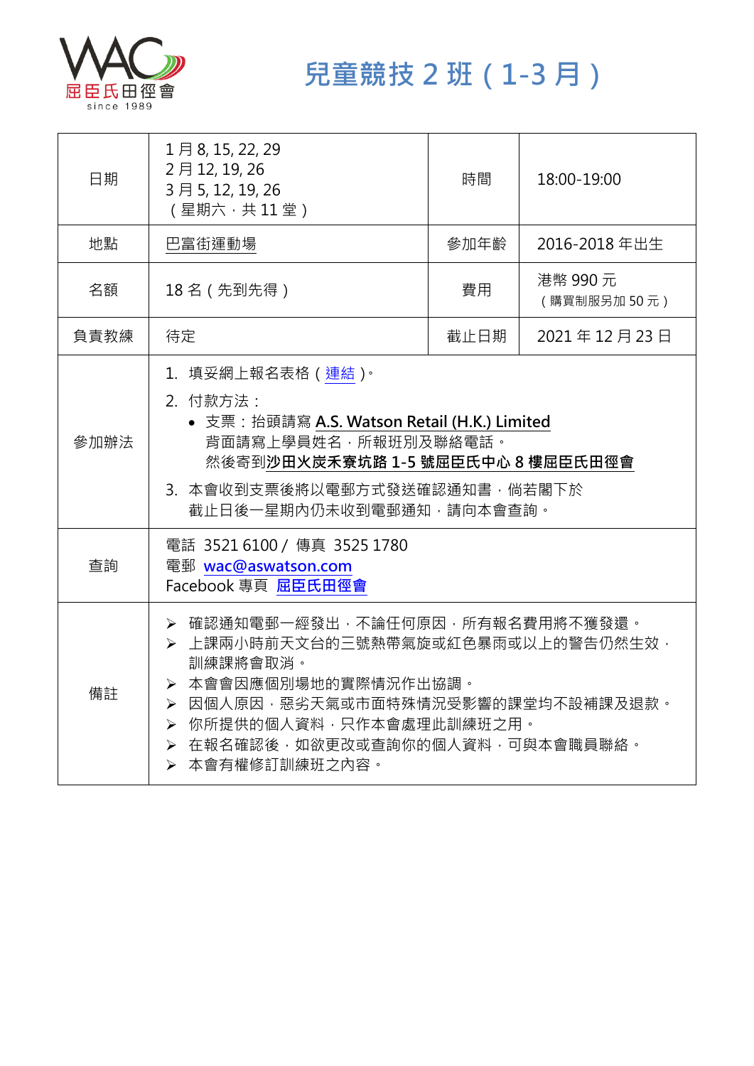# 兒童競技 2 班（1-3 月）

| 日期 | 1 月 8, 15, 22, 29<br>2 月 12, 19, 26<br>3 月 5, 12, 19, 26<br>（星期六，共 11 堂） | 時間 | 18:00-19:00 |
|---|---|---|---|
| 地點 | 巴富街運動場 | 參加年齡 | 2016-2018 年出生 |
| 名額 | 18 名（先到先得） | 費用 | 港幣 990 元<br>（購買制服另加 50 元） |
| 負責教練 | 待定 | 截止日期 | 2021 年 12 月 23 日 |
| 參加辦法 | 1. 填妥網上報名表格（連結）。<br>2. 付款方法：<br>• 支票：抬頭請寫 **A.S. Watson Retail (H.K.) Limited**<br>背面請寫上學員姓名，所報班別及聯絡電話。<br>然後寄到**沙田火炭禾寮坑路 1-5 號屈臣氏中心 8 樓屈臣氏田徑會**<br>3. 本會收到支票後將以電郵方式發送確認通知書，倘若閣下於截止日後一星期內仍未收到電郵通知，請向本會查詢。 | | |
| 查詢 | 電話 3521 6100 / 傳真 3525 1780<br>電郵 wac@aswatson.com<br>Facebook 專頁 屈臣氏田徑會 | | |
| 備註 | ➢ 確認通知電郵一經發出，不論任何原因，所有報名費用將不獲發還。<br>➢ 上課兩小時前天文台的三號熱帶氣旋或紅色暴雨或以上的警告仍然生效，訓練課將會取消。<br>➢ 本會會因應個別場地的實際情況作出協調。<br>➢ 因個人原因，惡劣天氣或市面特殊情況受影響的課堂均不設補課及退款。<br>➢ 你所提供的個人資料，只作本會處理此訓練班之用。<br>➢ 在報名確認後，如欲更改或查詢你的個人資料，可與本會職員聯絡。<br>➢ 本會有權修訂訓練班之內容。 | | |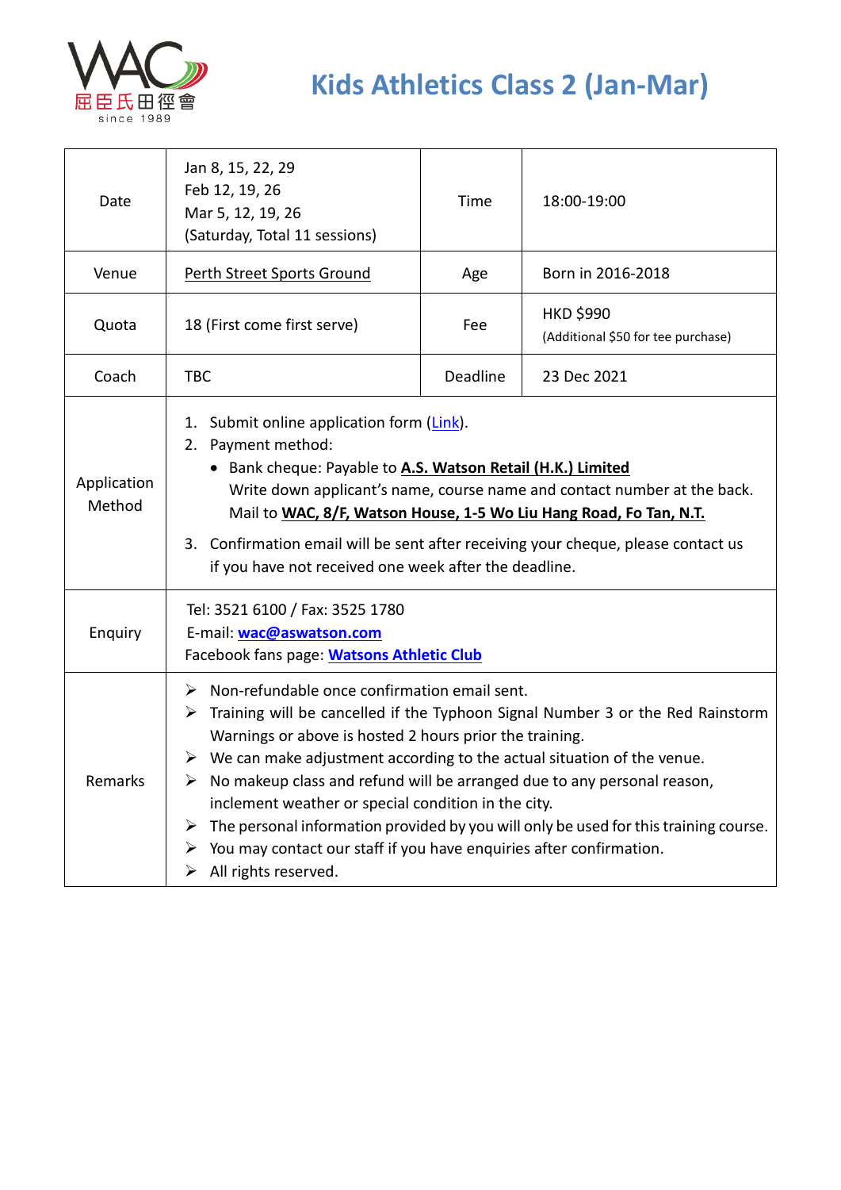# Kids Athletics Class 2 (Jan-Mar)

| | | | |
|---|---|---|---|
| Date | Jan 8, 15, 22, 29<br>Feb 12, 19, 26<br>Mar 5, 12, 19, 26<br>(Saturday, Total 11 sessions) | Time | 18:00-19:00 |
| Venue | Perth Street Sports Ground | Age | Born in 2016-2018 |
| Quota | 18 (First come first serve) | Fee | HKD $990<br>(Additional $50 for tee purchase) |
| Coach | TBC | Deadline | 23 Dec 2021 |
| Application Method | 1. Submit online application form (Link).<br>2. Payment method:<br>• Bank cheque: Payable to **A.S. Watson Retail (H.K.) Limited**<br>Write down applicant's name, course name and contact number at the back.<br>Mail to **WAC, 8/F, Watson House, 1-5 Wo Liu Hang Road, Fo Tan, N.T.**<br>3. Confirmation email will be sent after receiving your cheque, please contact us if you have not received one week after the deadline. | | |
| Enquiry | Tel: 3521 6100 / Fax: 3525 1780<br>E-mail: **wac@aswatson.com**<br>Facebook fans page: **Watsons Athletic Club** | | |
| Remarks | ➢ Non-refundable once confirmation email sent.<br>➢ Training will be cancelled if the Typhoon Signal Number 3 or the Red Rainstorm Warnings or above is hosted 2 hours prior the training.<br>➢ We can make adjustment according to the actual situation of the venue.<br>➢ No makeup class and refund will be arranged due to any personal reason, inclement weather or special condition in the city.<br>➢ The personal information provided by you will only be used for this training course.<br>➢ You may contact our staff if you have enquiries after confirmation.<br>➢ All rights reserved. | | |